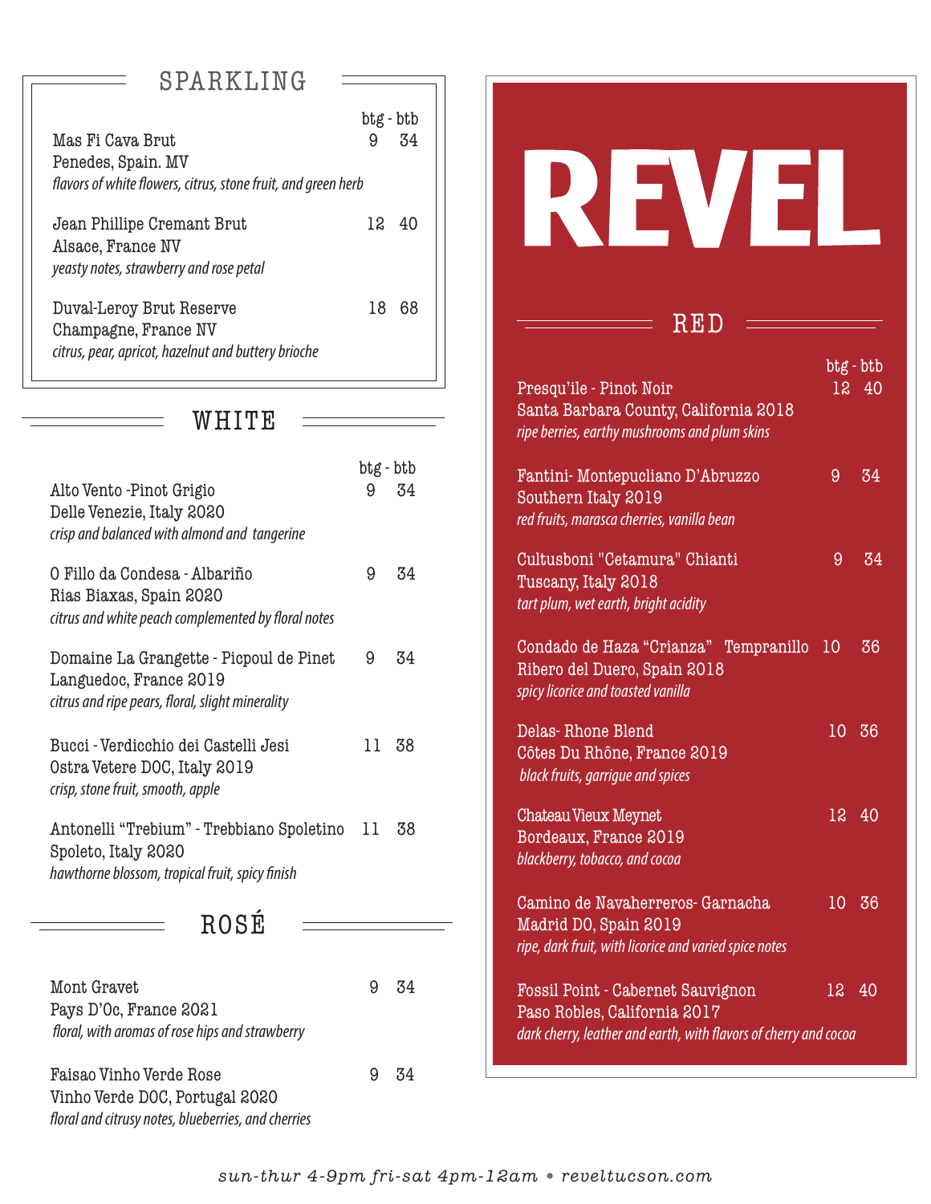# REVEL

## SPARKLING

btg - btb

**Mas Fi Cava Brut** 9 34
Penedes, Spain. MV
*flavors of white flowers, citrus, stone fruit, and green herb*

**Jean Phillipe Cremant Brut** 12 40
Alsace, France NV
*yeasty notes, strawberry and rose petal*

**Duval-Leroy Brut Reserve** 18 68
Champagne, France NV
*citrus, pear, apricot, hazelnut and buttery brioche*

## WHITE

btg - btb

**Alto Vento -Pinot Grigio** 9 34
Delle Venezie, Italy 2020
*crisp and balanced with almond and tangerine*

**O Fillo da Condesa - Albariño** 9 34
Rias Biaxas, Spain 2020
*citrus and white peach complemented by floral notes*

**Domaine La Grangette - Picpoul de Pinet** 9 34
Languedoc, France 2019
*citrus and ripe pears, floral, slight minerality*

**Bucci - Verdicchio dei Castelli Jesi** 11 38
Ostra Vetere DOC, Italy 2019
*crisp, stone fruit, smooth, apple*

**Antonelli "Trebium" - Trebbiano Spoletino** 11 38
Spoleto, Italy 2020
*hawthorne blossom, tropical fruit, spicy finish*

## ROSÉ

**Mont Gravet** 9 34
Pays D'Oc, France 2021
*floral, with aromas of rose hips and strawberry*

**Faisao Vinho Verde Rose** 9 34
Vinho Verde DOC, Portugal 2020
*floral and citrusy notes, blueberries, and cherries*

## RED

btg - btb

**Presqu'ile - Pinot Noir** 12 40
Santa Barbara County, California 2018
*ripe berries, earthy mushrooms and plum skins*

**Fantini- Montepucliano D'Abruzzo** 9 34
Southern Italy 2019
*red fruits, marasca cherries, vanilla bean*

**Cultusboni "Cetamura" Chianti** 9 34
Tuscany, Italy 2018
*tart plum, wet earth, bright acidity*

**Condado de Haza "Crianza" Tempranillo** 10 36
Ribero del Duero, Spain 2018
*spicy licorice and toasted vanilla*

**Delas- Rhone Blend** 10 36
Côtes Du Rhône, France 2019
*black fruits, garrigue and spices*

**Chateau Vieux Meynet** 12 40
Bordeaux, France 2019
*blackberry, tobacco, and cocoa*

**Camino de Navaherreros- Garnacha** 10 36
Madrid DO, Spain 2019
*ripe, dark fruit, with licorice and varied spice notes*

**Fossil Point - Cabernet Sauvignon** 12 40
Paso Robles, California 2017
*dark cherry, leather and earth, with flavors of cherry and cocoa*

*sun-thur 4-9pm fri-sat 4pm-12am • reveltucson.com*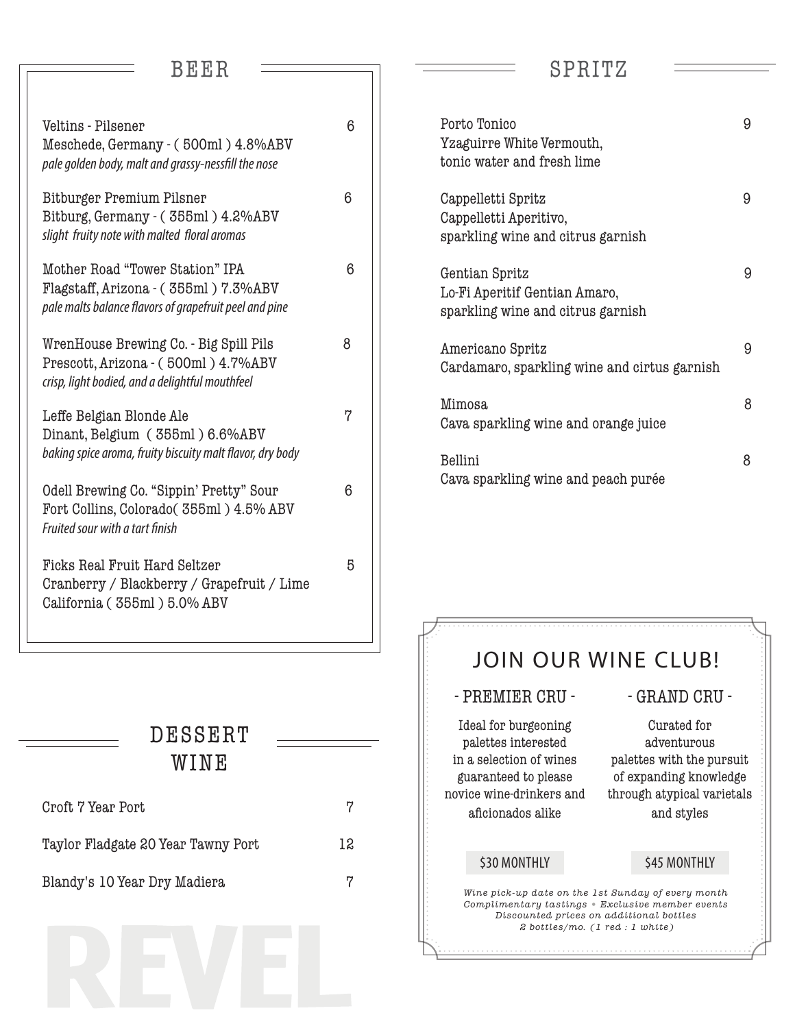## BEER

Veltins - Pilsener — 6
Meschede, Germany - ( 500ml ) 4.8%ABV
*pale golden body, malt and grassy-nessfill the nose*

Bitburger Premium Pilsner — 6
Bitburg, Germany - ( 355ml ) 4.2%ABV
*slight fruity note with malted floral aromas*

Mother Road "Tower Station" IPA — 6
Flagstaff, Arizona - ( 355ml ) 7.3%ABV
*pale malts balance flavors of grapefruit peel and pine*

WrenHouse Brewing Co. - Big Spill Pils — 8
Prescott, Arizona - ( 500ml ) 4.7%ABV
*crisp, light bodied, and a delightful mouthfeel*

Leffe Belgian Blonde Ale — 7
Dinant, Belgium ( 355ml ) 6.6%ABV
*baking spice aroma, fruity biscuity malt flavor, dry body*

Odell Brewing Co. "Sippin' Pretty" Sour — 6
Fort Collins, Colorado( 355ml ) 4.5% ABV
*Fruited sour with a tart finish*

Ficks Real Fruit Hard Seltzer — 5
Cranberry / Blackberry / Grapefruit / Lime
California ( 355ml ) 5.0% ABV

## DESSERT WINE

Croft 7 Year Port — 7

Taylor Fladgate 20 Year Tawny Port — 12

Blandy's 10 Year Dry Madiera — 7

REVEL

## SPRITZ

Porto Tonico — 9
Yzaguirre White Vermouth,
tonic water and fresh lime

Cappelletti Spritz — 9
Cappelletti Aperitivo,
sparkling wine and citrus garnish

Gentian Spritz — 9
Lo-Fi Aperitif Gentian Amaro,
sparkling wine and citrus garnish

Americano Spritz — 9
Cardamaro, sparkling wine and cirtus garnish

Mimosa — 8
Cava sparkling wine and orange juice

Bellini — 8
Cava sparkling wine and peach purée

## JOIN OUR WINE CLUB!

### - PREMIER CRU -

Ideal for burgeoning palettes interested in a selection of wines guaranteed to please novice wine-drinkers and aficionados alike

$30 MONTHLY

### - GRAND CRU -

Curated for adventurous palettes with the pursuit of expanding knowledge through atypical varietals and styles

$45 MONTHLY

*Wine pick-up date on the 1st Sunday of every month*
*Complimentary tastings • Exclusive member events*
*Discounted prices on additional bottles*
*2 bottles/mo. (1 red : 1 white)*